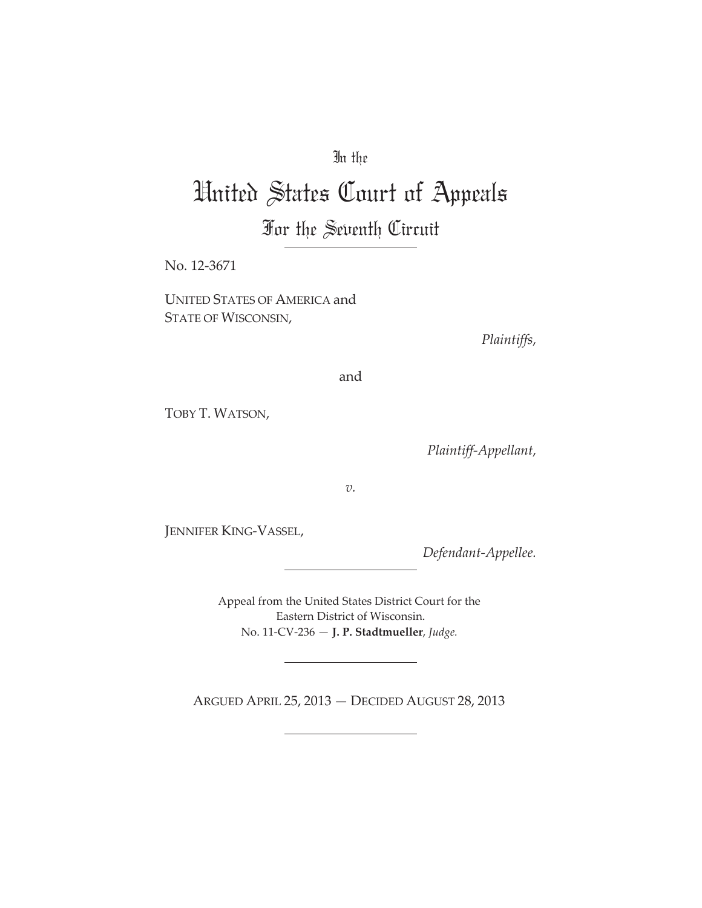In the

# United States Court of Appeals

## For the Seventh Circuit

No. 12-3671

UNITED STATES OF AMERICA and
STATE OF WISCONSIN,

*Plaintiffs*,

and

TOBY T. WATSON,

*Plaintiff-Appellant*,

*v.*

JENNIFER KING-VASSEL,

*Defendant-Appellee.*

Appeal from the United States District Court for the
Eastern District of Wisconsin.
No. 11-CV-236 — **J. P. Stadtmueller**, *Judge.*

ARGUED APRIL 25, 2013 — DECIDED AUGUST 28, 2013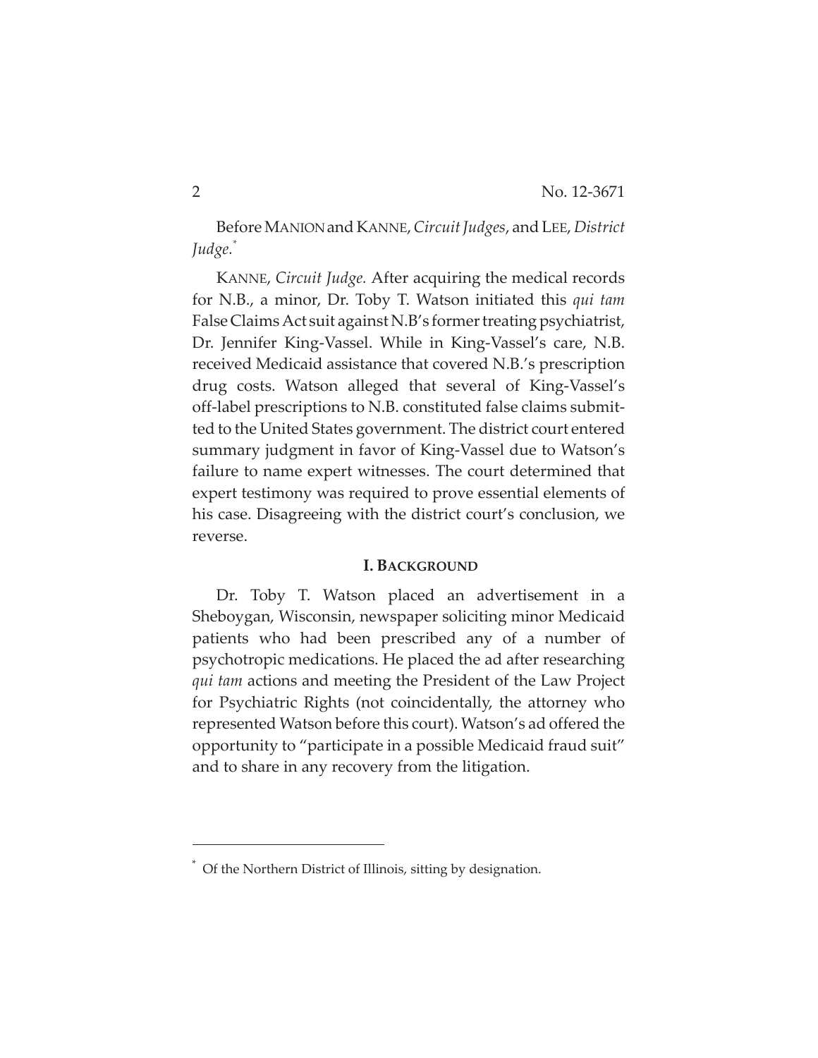Before MANION and KANNE, *Circuit Judges*, and LEE, *District Judge*.[*]

KANNE, *Circuit Judge.* After acquiring the medical records for N.B., a minor, Dr. Toby T. Watson initiated this *qui tam* False Claims Act suit against N.B's former treating psychiatrist, Dr. Jennifer King-Vassel. While in King-Vassel's care, N.B. received Medicaid assistance that covered N.B.'s prescription drug costs. Watson alleged that several of King-Vassel's off-label prescriptions to N.B. constituted false claims submitted to the United States government. The district court entered summary judgment in favor of King-Vassel due to Watson's failure to name expert witnesses. The court determined that expert testimony was required to prove essential elements of his case. Disagreeing with the district court's conclusion, we reverse.

## I. BACKGROUND

Dr. Toby T. Watson placed an advertisement in a Sheboygan, Wisconsin, newspaper soliciting minor Medicaid patients who had been prescribed any of a number of psychotropic medications. He placed the ad after researching *qui tam* actions and meeting the President of the Law Project for Psychiatric Rights (not coincidentally, the attorney who represented Watson before this court). Watson's ad offered the opportunity to "participate in a possible Medicaid fraud suit" and to share in any recovery from the litigation.

[*] Of the Northern District of Illinois, sitting by designation.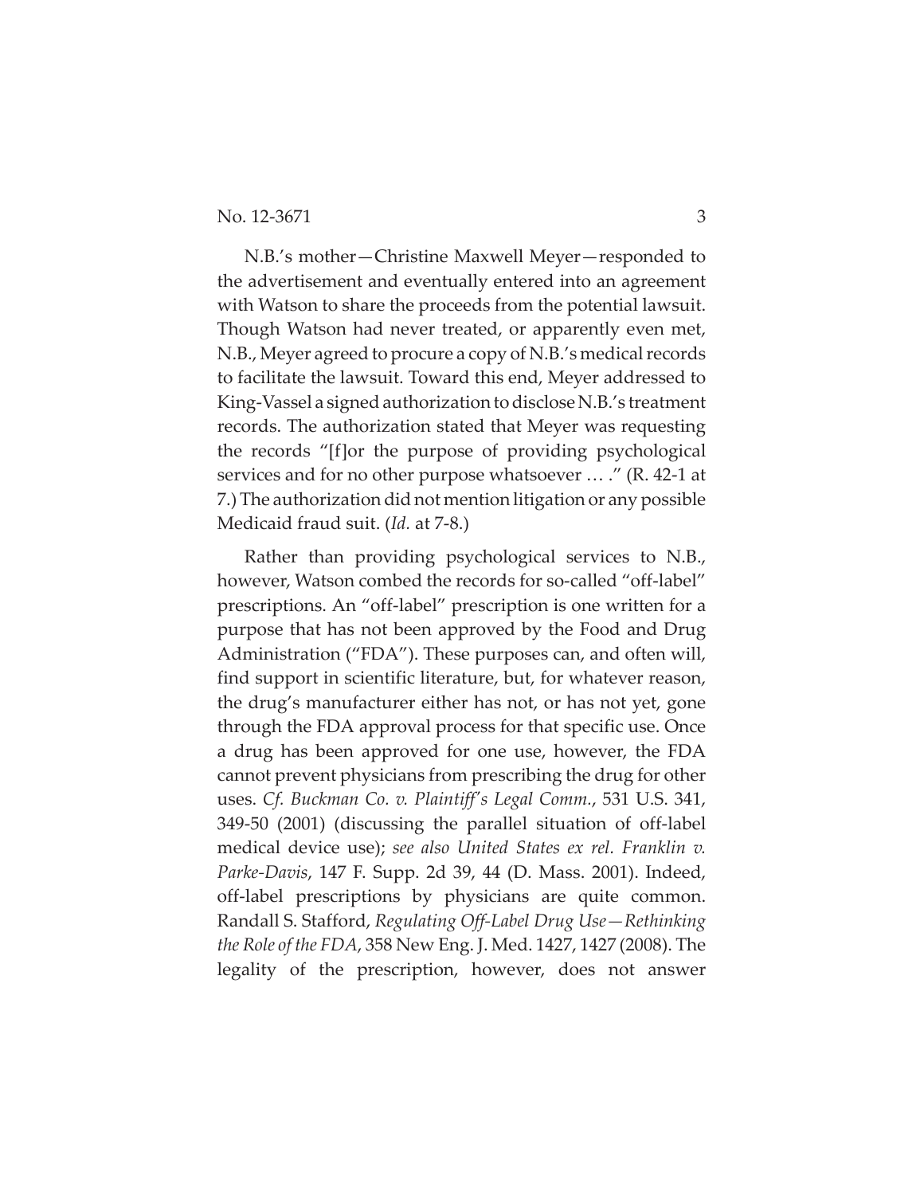N.B.'s mother—Christine Maxwell Meyer—responded to the advertisement and eventually entered into an agreement with Watson to share the proceeds from the potential lawsuit. Though Watson had never treated, or apparently even met, N.B., Meyer agreed to procure a copy of N.B.'s medical records to facilitate the lawsuit. Toward this end, Meyer addressed to King-Vassel a signed authorization to disclose N.B.'s treatment records. The authorization stated that Meyer was requesting the records "[f]or the purpose of providing psychological services and for no other purpose whatsoever … ." (R. 42-1 at 7.) The authorization did not mention litigation or any possible Medicaid fraud suit. (*Id.* at 7-8.)

Rather than providing psychological services to N.B., however, Watson combed the records for so-called "off-label" prescriptions. An "off-label" prescription is one written for a purpose that has not been approved by the Food and Drug Administration ("FDA"). These purposes can, and often will, find support in scientific literature, but, for whatever reason, the drug's manufacturer either has not, or has not yet, gone through the FDA approval process for that specific use. Once a drug has been approved for one use, however, the FDA cannot prevent physicians from prescribing the drug for other uses. *Cf. Buckman Co. v. Plaintiff's Legal Comm.*, 531 U.S. 341, 349-50 (2001) (discussing the parallel situation of off-label medical device use); *see also United States ex rel. Franklin v. Parke-Davis*, 147 F. Supp. 2d 39, 44 (D. Mass. 2001). Indeed, off-label prescriptions by physicians are quite common. Randall S. Stafford, *Regulating Off-Label Drug Use—Rethinking the Role of the FDA*, 358 New Eng. J. Med. 1427, 1427 (2008). The legality of the prescription, however, does not answer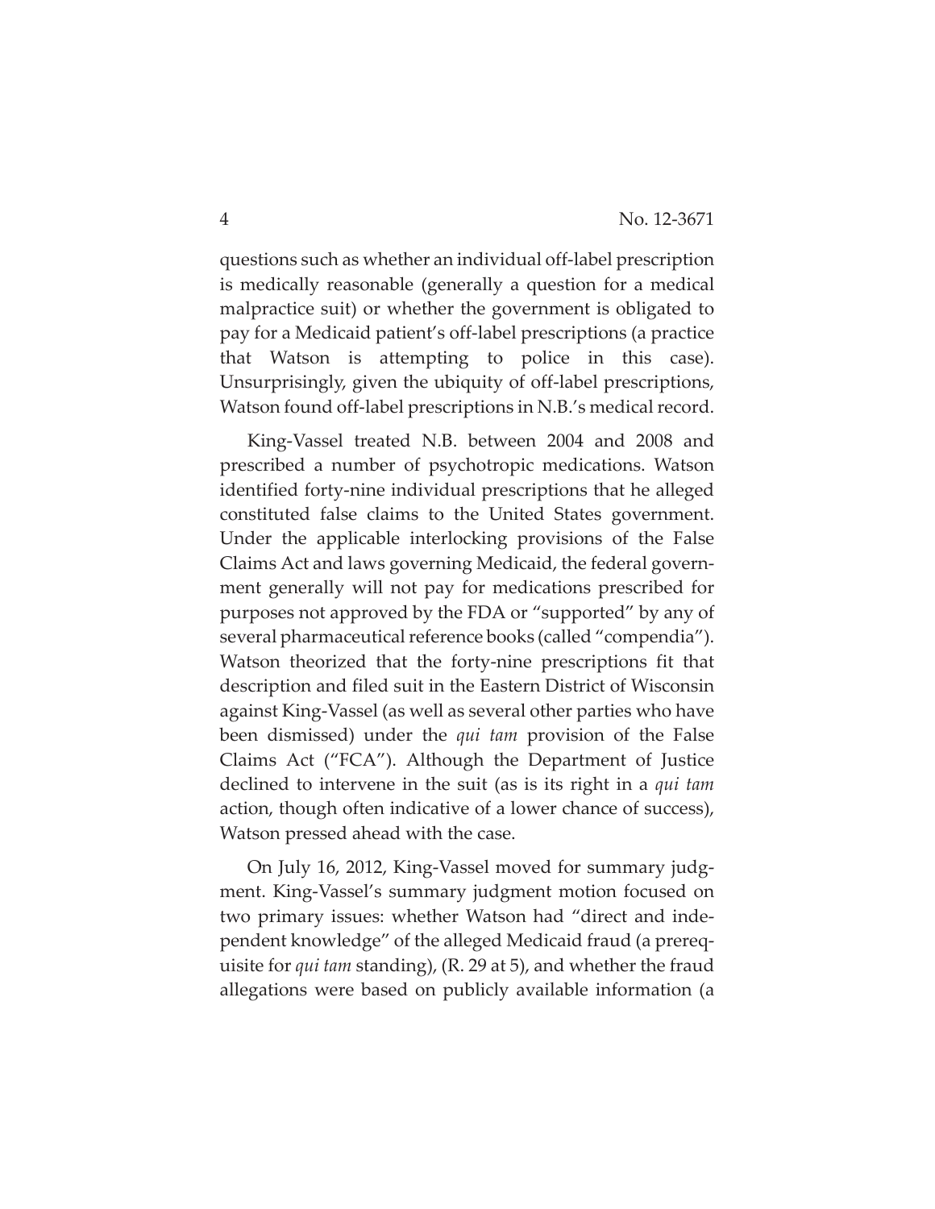questions such as whether an individual off-label prescription is medically reasonable (generally a question for a medical malpractice suit) or whether the government is obligated to pay for a Medicaid patient's off-label prescriptions (a practice that Watson is attempting to police in this case). Unsurprisingly, given the ubiquity of off-label prescriptions, Watson found off-label prescriptions in N.B.'s medical record.

King-Vassel treated N.B. between 2004 and 2008 and prescribed a number of psychotropic medications. Watson identified forty-nine individual prescriptions that he alleged constituted false claims to the United States government. Under the applicable interlocking provisions of the False Claims Act and laws governing Medicaid, the federal government generally will not pay for medications prescribed for purposes not approved by the FDA or "supported" by any of several pharmaceutical reference books (called "compendia"). Watson theorized that the forty-nine prescriptions fit that description and filed suit in the Eastern District of Wisconsin against King-Vassel (as well as several other parties who have been dismissed) under the *qui tam* provision of the False Claims Act ("FCA"). Although the Department of Justice declined to intervene in the suit (as is its right in a *qui tam* action, though often indicative of a lower chance of success), Watson pressed ahead with the case.

On July 16, 2012, King-Vassel moved for summary judgment. King-Vassel's summary judgment motion focused on two primary issues: whether Watson had "direct and independent knowledge" of the alleged Medicaid fraud (a prerequisite for *qui tam* standing), (R. 29 at 5), and whether the fraud allegations were based on publicly available information (a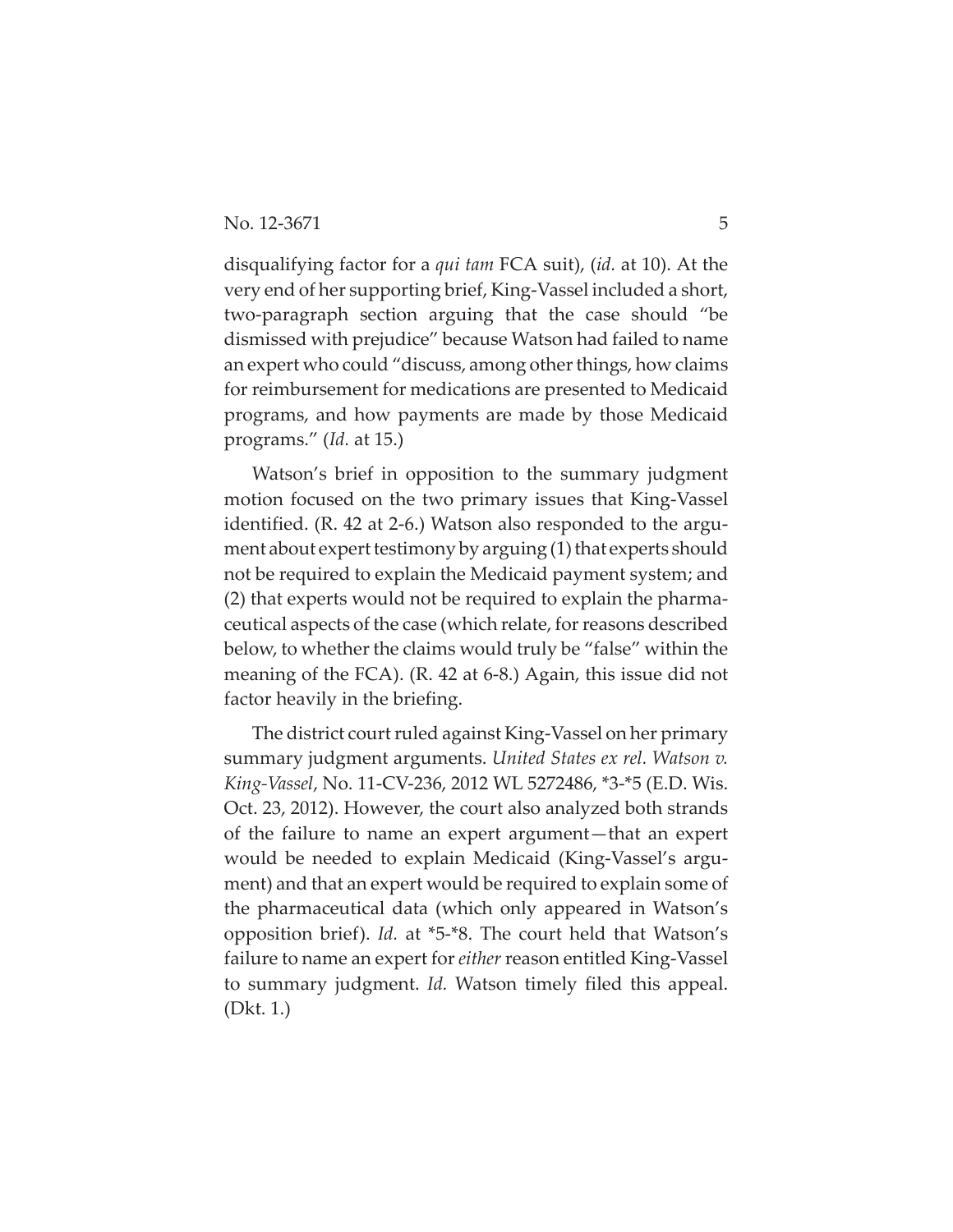disqualifying factor for a *qui tam* FCA suit), (*id.* at 10). At the very end of her supporting brief, King-Vassel included a short, two-paragraph section arguing that the case should "be dismissed with prejudice" because Watson had failed to name an expert who could "discuss, among other things, how claims for reimbursement for medications are presented to Medicaid programs, and how payments are made by those Medicaid programs." (*Id.* at 15.)

Watson's brief in opposition to the summary judgment motion focused on the two primary issues that King-Vassel identified. (R. 42 at 2-6.) Watson also responded to the argument about expert testimony by arguing (1) that experts should not be required to explain the Medicaid payment system; and (2) that experts would not be required to explain the pharmaceutical aspects of the case (which relate, for reasons described below, to whether the claims would truly be "false" within the meaning of the FCA). (R. 42 at 6-8.) Again, this issue did not factor heavily in the briefing.

The district court ruled against King-Vassel on her primary summary judgment arguments. *United States ex rel. Watson v. King-Vassel*, No. 11-CV-236, 2012 WL 5272486, *3-*5 (E.D. Wis. Oct. 23, 2012). However, the court also analyzed both strands of the failure to name an expert argument—that an expert would be needed to explain Medicaid (King-Vassel's argument) and that an expert would be required to explain some of the pharmaceutical data (which only appeared in Watson's opposition brief). *Id.* at *5-*8. The court held that Watson's failure to name an expert for *either* reason entitled King-Vassel to summary judgment. *Id.* Watson timely filed this appeal. (Dkt. 1.)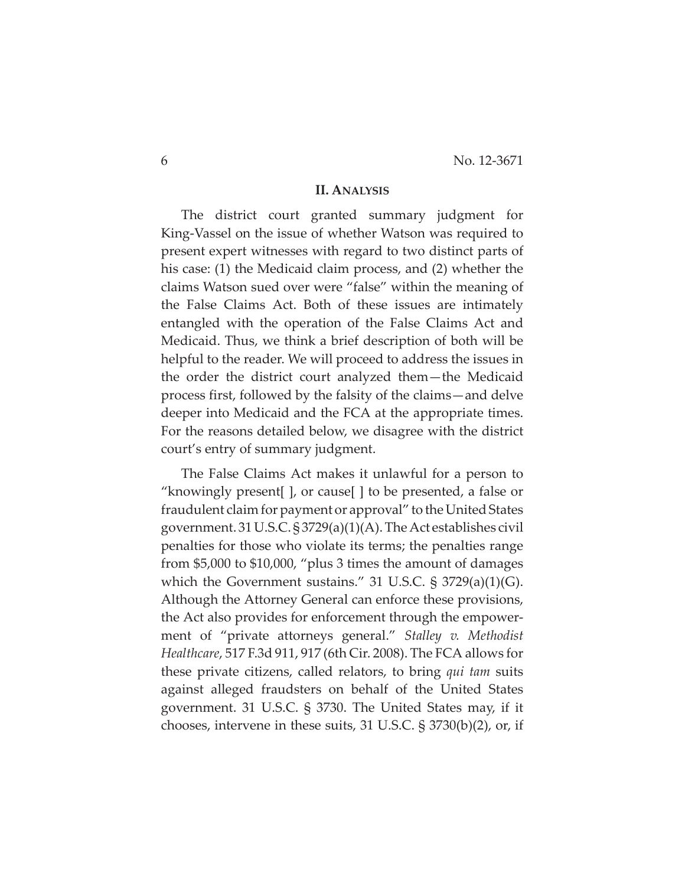## II. ANALYSIS

The district court granted summary judgment for King-Vassel on the issue of whether Watson was required to present expert witnesses with regard to two distinct parts of his case: (1) the Medicaid claim process, and (2) whether the claims Watson sued over were "false" within the meaning of the False Claims Act. Both of these issues are intimately entangled with the operation of the False Claims Act and Medicaid. Thus, we think a brief description of both will be helpful to the reader. We will proceed to address the issues in the order the district court analyzed them—the Medicaid process first, followed by the falsity of the claims—and delve deeper into Medicaid and the FCA at the appropriate times. For the reasons detailed below, we disagree with the district court's entry of summary judgment.

The False Claims Act makes it unlawful for a person to "knowingly present[ ], or cause[ ] to be presented, a false or fraudulent claim for payment or approval" to the United States government. 31 U.S.C. § 3729(a)(1)(A). The Act establishes civil penalties for those who violate its terms; the penalties range from $5,000 to $10,000, "plus 3 times the amount of damages which the Government sustains." 31 U.S.C. § 3729(a)(1)(G). Although the Attorney General can enforce these provisions, the Act also provides for enforcement through the empowerment of "private attorneys general." *Stalley v. Methodist Healthcare*, 517 F.3d 911, 917 (6th Cir. 2008). The FCA allows for these private citizens, called relators, to bring *qui tam* suits against alleged fraudsters on behalf of the United States government. 31 U.S.C. § 3730. The United States may, if it chooses, intervene in these suits, 31 U.S.C. § 3730(b)(2), or, if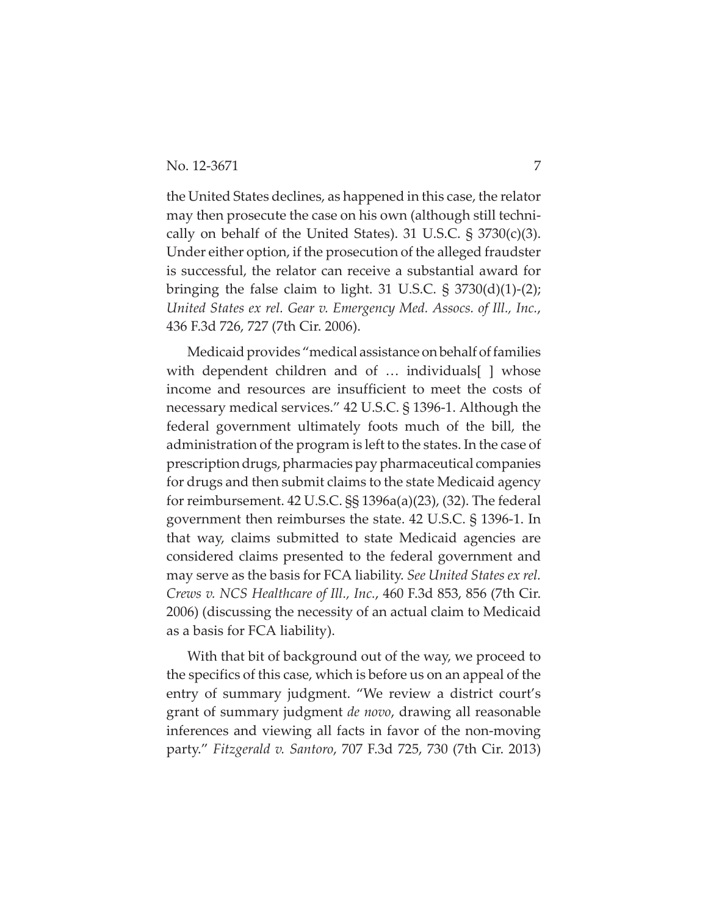the United States declines, as happened in this case, the relator may then prosecute the case on his own (although still technically on behalf of the United States). 31 U.S.C. § 3730(c)(3). Under either option, if the prosecution of the alleged fraudster is successful, the relator can receive a substantial award for bringing the false claim to light. 31 U.S.C. § 3730(d)(1)-(2); *United States ex rel. Gear v. Emergency Med. Assocs. of Ill., Inc.*, 436 F.3d 726, 727 (7th Cir. 2006).

Medicaid provides "medical assistance on behalf of families with dependent children and of … individuals[ ] whose income and resources are insufficient to meet the costs of necessary medical services." 42 U.S.C. § 1396-1. Although the federal government ultimately foots much of the bill, the administration of the program is left to the states. In the case of prescription drugs, pharmacies pay pharmaceutical companies for drugs and then submit claims to the state Medicaid agency for reimbursement. 42 U.S.C. §§ 1396a(a)(23), (32). The federal government then reimburses the state. 42 U.S.C. § 1396-1. In that way, claims submitted to state Medicaid agencies are considered claims presented to the federal government and may serve as the basis for FCA liability. *See United States ex rel. Crews v. NCS Healthcare of Ill., Inc.*, 460 F.3d 853, 856 (7th Cir. 2006) (discussing the necessity of an actual claim to Medicaid as a basis for FCA liability).

With that bit of background out of the way, we proceed to the specifics of this case, which is before us on an appeal of the entry of summary judgment. "We review a district court's grant of summary judgment *de novo*, drawing all reasonable inferences and viewing all facts in favor of the non-moving party." *Fitzgerald v. Santoro*, 707 F.3d 725, 730 (7th Cir. 2013)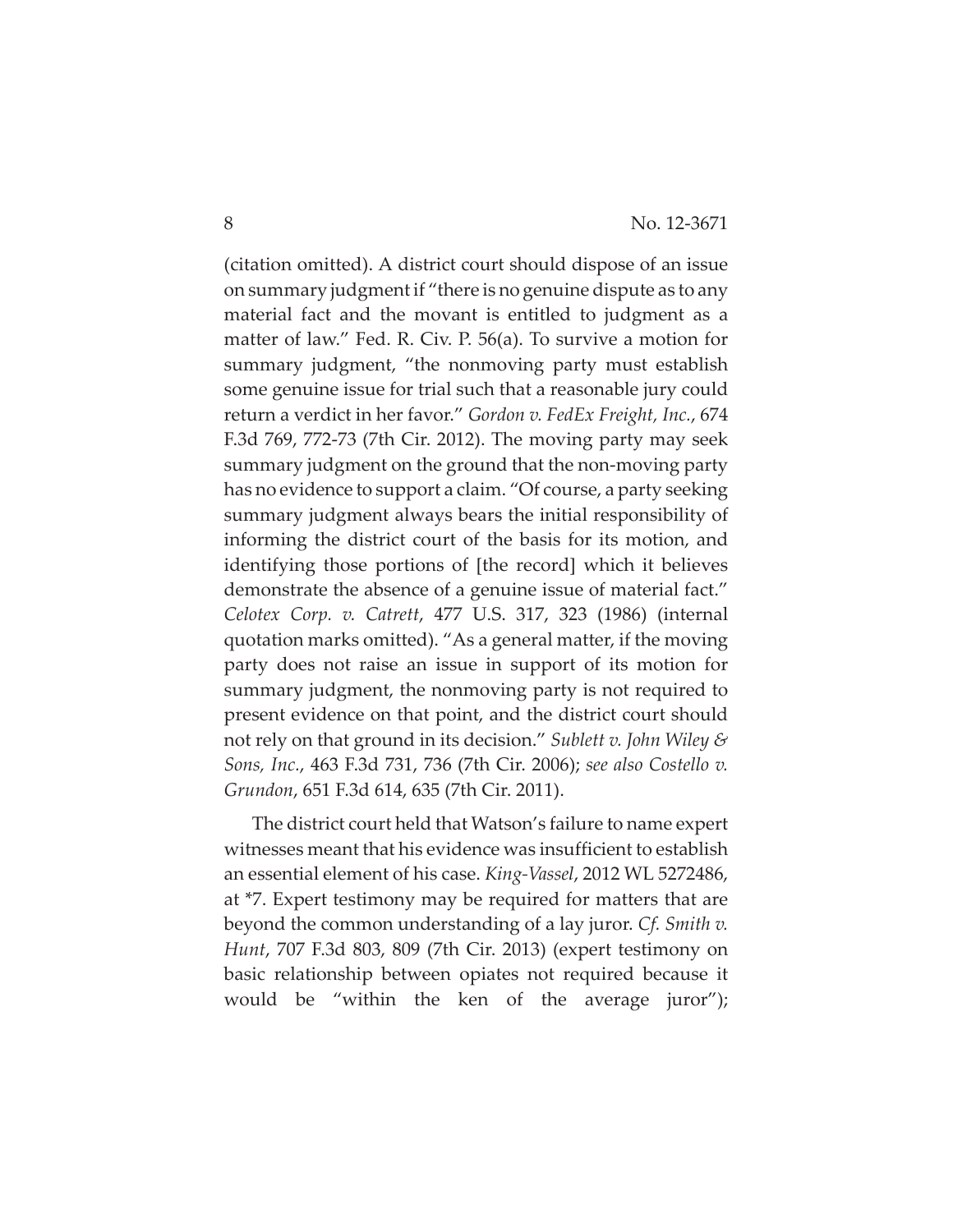(citation omitted). A district court should dispose of an issue on summary judgment if "there is no genuine dispute as to any material fact and the movant is entitled to judgment as a matter of law." Fed. R. Civ. P. 56(a). To survive a motion for summary judgment, "the nonmoving party must establish some genuine issue for trial such that a reasonable jury could return a verdict in her favor." *Gordon v. FedEx Freight, Inc.*, 674 F.3d 769, 772-73 (7th Cir. 2012). The moving party may seek summary judgment on the ground that the non-moving party has no evidence to support a claim. "Of course, a party seeking summary judgment always bears the initial responsibility of informing the district court of the basis for its motion, and identifying those portions of [the record] which it believes demonstrate the absence of a genuine issue of material fact." *Celotex Corp. v. Catrett*, 477 U.S. 317, 323 (1986) (internal quotation marks omitted). "As a general matter, if the moving party does not raise an issue in support of its motion for summary judgment, the nonmoving party is not required to present evidence on that point, and the district court should not rely on that ground in its decision." *Sublett v. John Wiley & Sons, Inc.*, 463 F.3d 731, 736 (7th Cir. 2006); *see also Costello v. Grundon*, 651 F.3d 614, 635 (7th Cir. 2011).

The district court held that Watson's failure to name expert witnesses meant that his evidence was insufficient to establish an essential element of his case. *King-Vassel*, 2012 WL 5272486, at *7. Expert testimony may be required for matters that are beyond the common understanding of a lay juror. *Cf. Smith v. Hunt*, 707 F.3d 803, 809 (7th Cir. 2013) (expert testimony on basic relationship between opiates not required because it would be "within the ken of the average juror");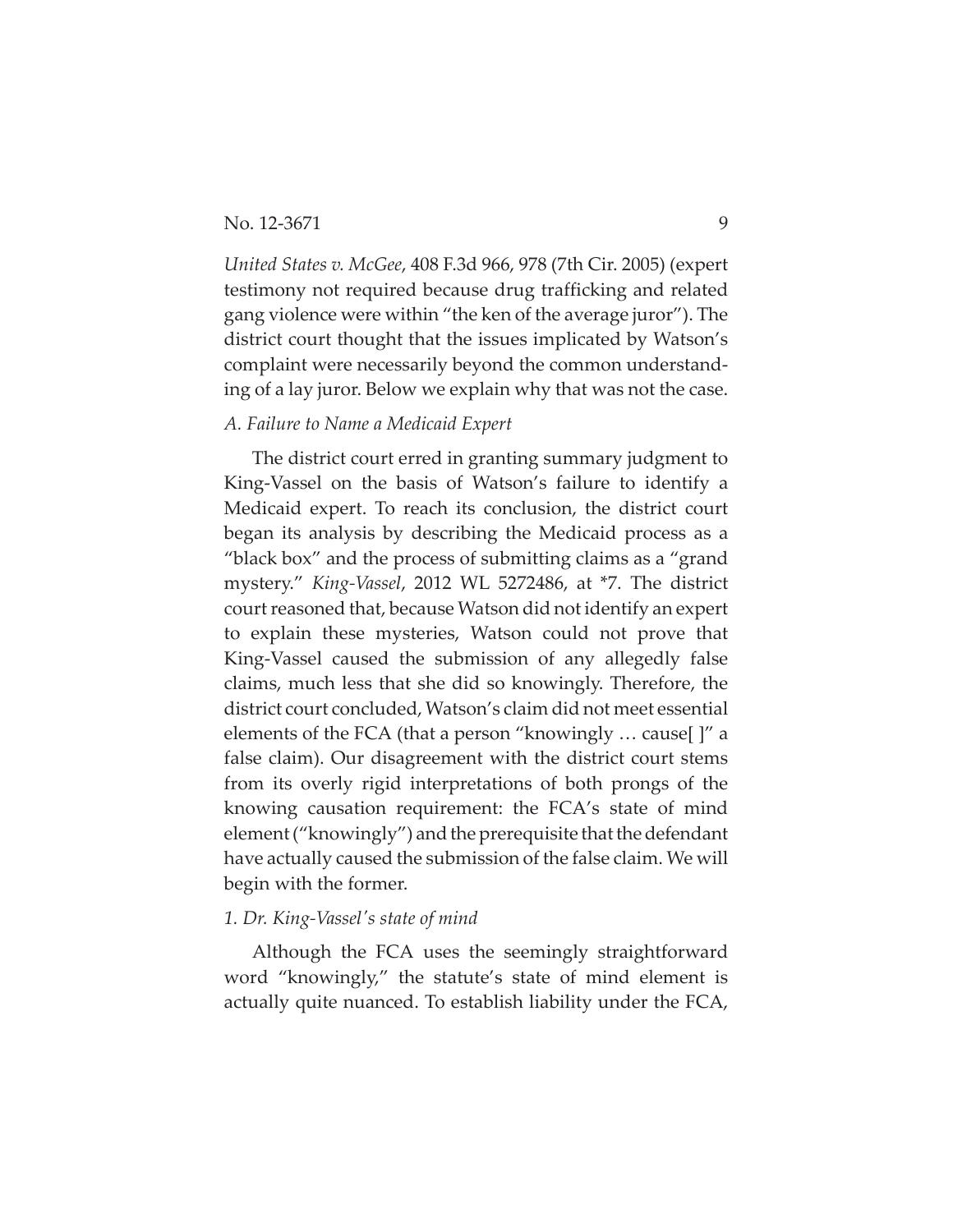*United States v. McGee*, 408 F.3d 966, 978 (7th Cir. 2005) (expert testimony not required because drug trafficking and related gang violence were within "the ken of the average juror"). The district court thought that the issues implicated by Watson's complaint were necessarily beyond the common understanding of a lay juror. Below we explain why that was not the case.

### *A. Failure to Name a Medicaid Expert*

The district court erred in granting summary judgment to King-Vassel on the basis of Watson's failure to identify a Medicaid expert. To reach its conclusion, the district court began its analysis by describing the Medicaid process as a "black box" and the process of submitting claims as a "grand mystery." *King-Vassel*, 2012 WL 5272486, at *7. The district court reasoned that, because Watson did not identify an expert to explain these mysteries, Watson could not prove that King-Vassel caused the submission of any allegedly false claims, much less that she did so knowingly. Therefore, the district court concluded, Watson's claim did not meet essential elements of the FCA (that a person "knowingly … cause[ ]" a false claim). Our disagreement with the district court stems from its overly rigid interpretations of both prongs of the knowing causation requirement: the FCA's state of mind element ("knowingly") and the prerequisite that the defendant have actually caused the submission of the false claim. We will begin with the former.

#### *1. Dr. King-Vassel's state of mind*

Although the FCA uses the seemingly straightforward word "knowingly," the statute's state of mind element is actually quite nuanced. To establish liability under the FCA,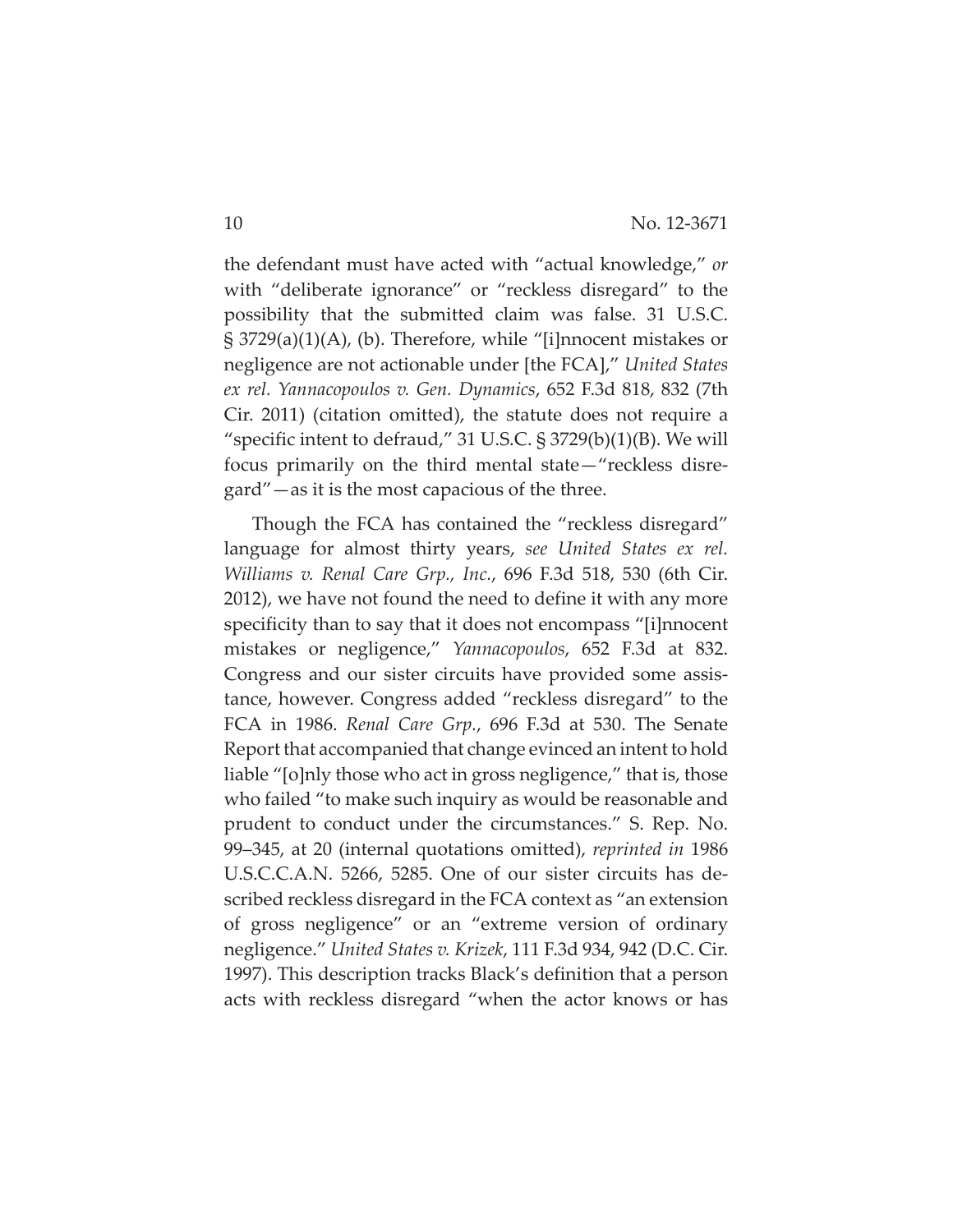the defendant must have acted with "actual knowledge," *or* with "deliberate ignorance" or "reckless disregard" to the possibility that the submitted claim was false. 31 U.S.C. § 3729(a)(1)(A), (b). Therefore, while "[i]nnocent mistakes or negligence are not actionable under [the FCA]," *United States ex rel. Yannacopoulos v. Gen. Dynamics*, 652 F.3d 818, 832 (7th Cir. 2011) (citation omitted), the statute does not require a "specific intent to defraud," 31 U.S.C. § 3729(b)(1)(B). We will focus primarily on the third mental state—"reckless disregard"—as it is the most capacious of the three.

Though the FCA has contained the "reckless disregard" language for almost thirty years, *see United States ex rel. Williams v. Renal Care Grp., Inc.*, 696 F.3d 518, 530 (6th Cir. 2012), we have not found the need to define it with any more specificity than to say that it does not encompass "[i]nnocent mistakes or negligence," *Yannacopoulos*, 652 F.3d at 832. Congress and our sister circuits have provided some assistance, however. Congress added "reckless disregard" to the FCA in 1986. *Renal Care Grp.*, 696 F.3d at 530. The Senate Report that accompanied that change evinced an intent to hold liable "[o]nly those who act in gross negligence," that is, those who failed "to make such inquiry as would be reasonable and prudent to conduct under the circumstances." S. Rep. No. 99–345, at 20 (internal quotations omitted), *reprinted in* 1986 U.S.C.C.A.N. 5266, 5285. One of our sister circuits has described reckless disregard in the FCA context as "an extension of gross negligence" or an "extreme version of ordinary negligence." *United States v. Krizek*, 111 F.3d 934, 942 (D.C. Cir. 1997). This description tracks Black's definition that a person acts with reckless disregard "when the actor knows or has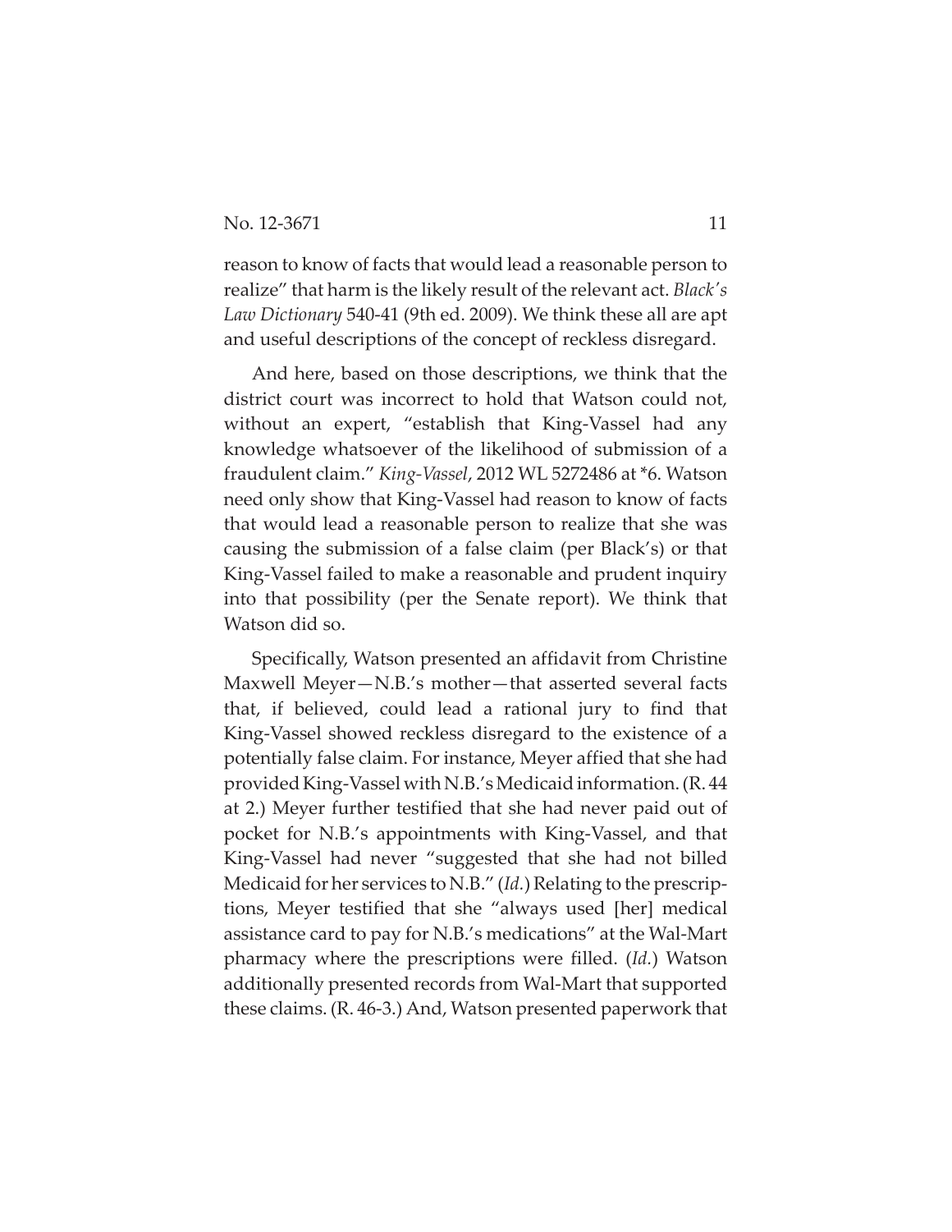reason to know of facts that would lead a reasonable person to realize" that harm is the likely result of the relevant act. *Black's Law Dictionary* 540-41 (9th ed. 2009). We think these all are apt and useful descriptions of the concept of reckless disregard.

And here, based on those descriptions, we think that the district court was incorrect to hold that Watson could not, without an expert, "establish that King-Vassel had any knowledge whatsoever of the likelihood of submission of a fraudulent claim." *King-Vassel*, 2012 WL 5272486 at *6. Watson need only show that King-Vassel had reason to know of facts that would lead a reasonable person to realize that she was causing the submission of a false claim (per Black's) or that King-Vassel failed to make a reasonable and prudent inquiry into that possibility (per the Senate report). We think that Watson did so.

Specifically, Watson presented an affidavit from Christine Maxwell Meyer—N.B.'s mother—that asserted several facts that, if believed, could lead a rational jury to find that King-Vassel showed reckless disregard to the existence of a potentially false claim. For instance, Meyer affied that she had provided King-Vassel with N.B.'s Medicaid information. (R. 44 at 2.) Meyer further testified that she had never paid out of pocket for N.B.'s appointments with King-Vassel, and that King-Vassel had never "suggested that she had not billed Medicaid for her services to N.B." (*Id.*) Relating to the prescriptions, Meyer testified that she "always used [her] medical assistance card to pay for N.B.'s medications" at the Wal-Mart pharmacy where the prescriptions were filled. (*Id.*) Watson additionally presented records from Wal-Mart that supported these claims. (R. 46-3.) And, Watson presented paperwork that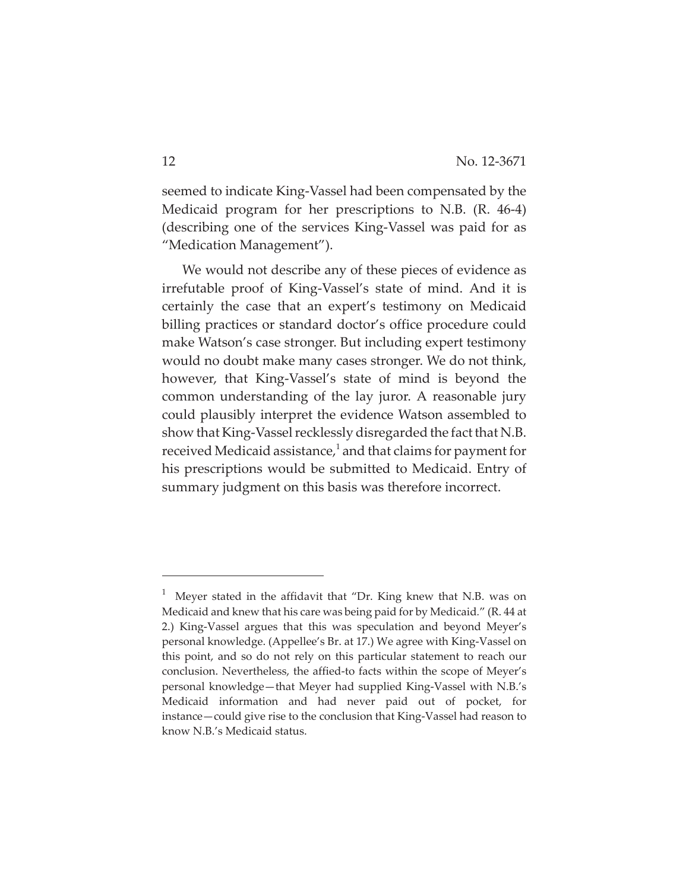seemed to indicate King-Vassel had been compensated by the Medicaid program for her prescriptions to N.B. (R. 46-4) (describing one of the services King-Vassel was paid for as "Medication Management").

We would not describe any of these pieces of evidence as irrefutable proof of King-Vassel's state of mind. And it is certainly the case that an expert's testimony on Medicaid billing practices or standard doctor's office procedure could make Watson's case stronger. But including expert testimony would no doubt make many cases stronger. We do not think, however, that King-Vassel's state of mind is beyond the common understanding of the lay juror. A reasonable jury could plausibly interpret the evidence Watson assembled to show that King-Vassel recklessly disregarded the fact that N.B. received Medicaid assistance,[1] and that claims for payment for his prescriptions would be submitted to Medicaid. Entry of summary judgment on this basis was therefore incorrect.

---

[1] Meyer stated in the affidavit that "Dr. King knew that N.B. was on Medicaid and knew that his care was being paid for by Medicaid." (R. 44 at 2.) King-Vassel argues that this was speculation and beyond Meyer's personal knowledge. (Appellee's Br. at 17.) We agree with King-Vassel on this point, and so do not rely on this particular statement to reach our conclusion. Nevertheless, the affied-to facts within the scope of Meyer's personal knowledge—that Meyer had supplied King-Vassel with N.B.'s Medicaid information and had never paid out of pocket, for instance—could give rise to the conclusion that King-Vassel had reason to know N.B.'s Medicaid status.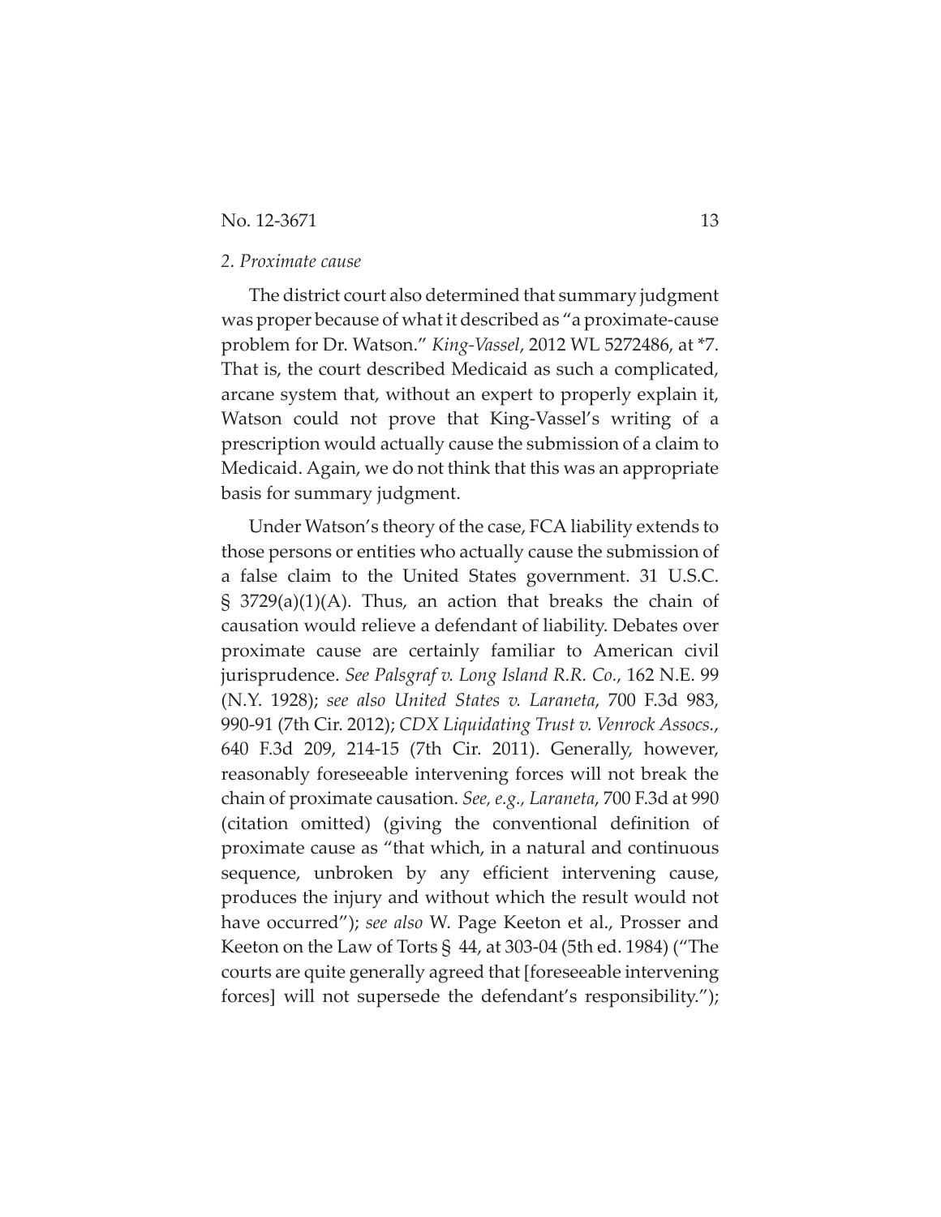*2. Proximate cause*

The district court also determined that summary judgment was proper because of what it described as "a proximate-cause problem for Dr. Watson." *King-Vassel*, 2012 WL 5272486, at *7. That is, the court described Medicaid as such a complicated, arcane system that, without an expert to properly explain it, Watson could not prove that King-Vassel's writing of a prescription would actually cause the submission of a claim to Medicaid. Again, we do not think that this was an appropriate basis for summary judgment.

Under Watson's theory of the case, FCA liability extends to those persons or entities who actually cause the submission of a false claim to the United States government. 31 U.S.C. § 3729(a)(1)(A). Thus, an action that breaks the chain of causation would relieve a defendant of liability. Debates over proximate cause are certainly familiar to American civil jurisprudence. *See Palsgraf v. Long Island R.R. Co.*, 162 N.E. 99 (N.Y. 1928); *see also United States v. Laraneta*, 700 F.3d 983, 990-91 (7th Cir. 2012); *CDX Liquidating Trust v. Venrock Assocs.*, 640 F.3d 209, 214-15 (7th Cir. 2011). Generally, however, reasonably foreseeable intervening forces will not break the chain of proximate causation. *See, e.g., Laraneta*, 700 F.3d at 990 (citation omitted) (giving the conventional definition of proximate cause as "that which, in a natural and continuous sequence, unbroken by any efficient intervening cause, produces the injury and without which the result would not have occurred"); *see also* W. Page Keeton et al., Prosser and Keeton on the Law of Torts § 44, at 303-04 (5th ed. 1984) ("The courts are quite generally agreed that [foreseeable intervening forces] will not supersede the defendant's responsibility.");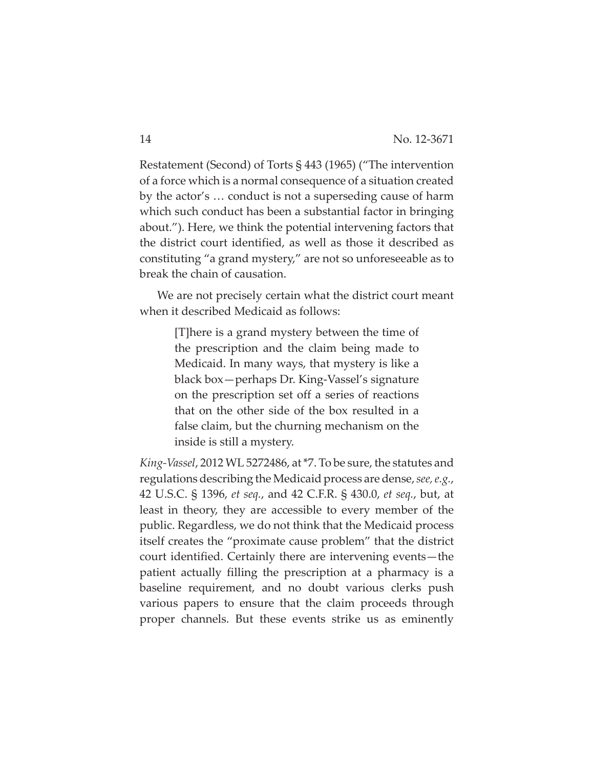Restatement (Second) of Torts § 443 (1965) ("The intervention of a force which is a normal consequence of a situation created by the actor's … conduct is not a superseding cause of harm which such conduct has been a substantial factor in bringing about."). Here, we think the potential intervening factors that the district court identified, as well as those it described as constituting "a grand mystery," are not so unforeseeable as to break the chain of causation.

We are not precisely certain what the district court meant when it described Medicaid as follows:

> [T]here is a grand mystery between the time of the prescription and the claim being made to Medicaid. In many ways, that mystery is like a black box—perhaps Dr. King-Vassel's signature on the prescription set off a series of reactions that on the other side of the box resulted in a false claim, but the churning mechanism on the inside is still a mystery.

*King-Vassel*, 2012 WL 5272486, at *7. To be sure, the statutes and regulations describing the Medicaid process are dense, *see, e.g.*, 42 U.S.C. § 1396, *et seq.*, and 42 C.F.R. § 430.0, *et seq.*, but, at least in theory, they are accessible to every member of the public. Regardless, we do not think that the Medicaid process itself creates the "proximate cause problem" that the district court identified. Certainly there are intervening events—the patient actually filling the prescription at a pharmacy is a baseline requirement, and no doubt various clerks push various papers to ensure that the claim proceeds through proper channels. But these events strike us as eminently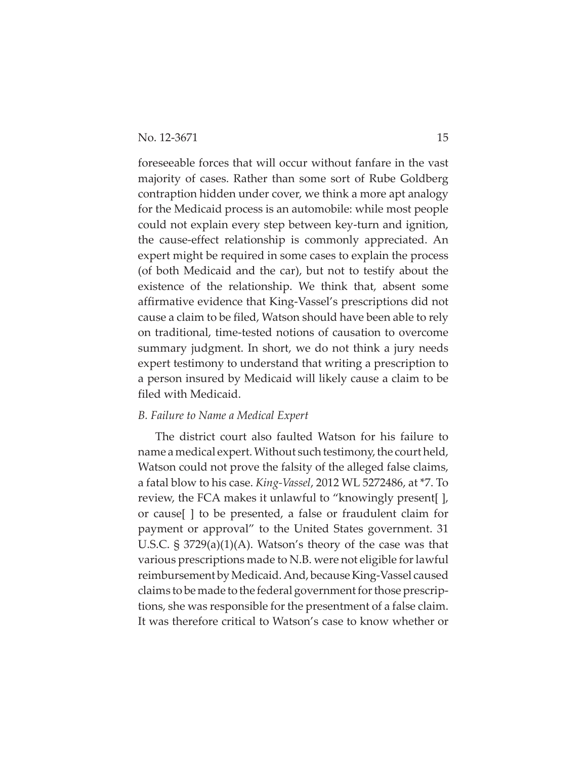foreseeable forces that will occur without fanfare in the vast majority of cases. Rather than some sort of Rube Goldberg contraption hidden under cover, we think a more apt analogy for the Medicaid process is an automobile: while most people could not explain every step between key-turn and ignition, the cause-effect relationship is commonly appreciated. An expert might be required in some cases to explain the process (of both Medicaid and the car), but not to testify about the existence of the relationship. We think that, absent some affirmative evidence that King-Vassel's prescriptions did not cause a claim to be filed, Watson should have been able to rely on traditional, time-tested notions of causation to overcome summary judgment. In short, we do not think a jury needs expert testimony to understand that writing a prescription to a person insured by Medicaid will likely cause a claim to be filed with Medicaid.

*B. Failure to Name a Medical Expert*

The district court also faulted Watson for his failure to name a medical expert. Without such testimony, the court held, Watson could not prove the falsity of the alleged false claims, a fatal blow to his case. *King-Vassel*, 2012 WL 5272486, at *7. To review, the FCA makes it unlawful to "knowingly present[ ], or cause[ ] to be presented, a false or fraudulent claim for payment or approval" to the United States government. 31 U.S.C. § 3729(a)(1)(A). Watson's theory of the case was that various prescriptions made to N.B. were not eligible for lawful reimbursement by Medicaid. And, because King-Vassel caused claims to be made to the federal government for those prescriptions, she was responsible for the presentment of a false claim. It was therefore critical to Watson's case to know whether or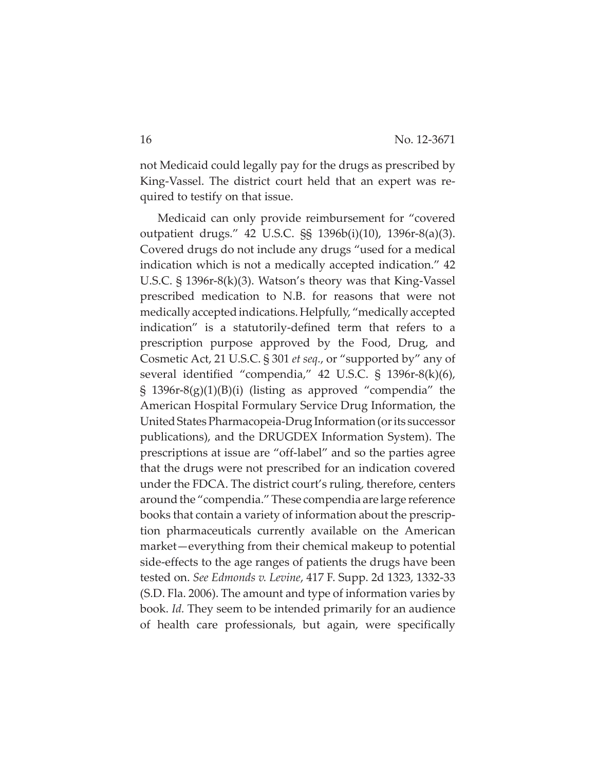not Medicaid could legally pay for the drugs as prescribed by King-Vassel. The district court held that an expert was required to testify on that issue.

Medicaid can only provide reimbursement for "covered outpatient drugs." 42 U.S.C. §§ 1396b(i)(10), 1396r-8(a)(3). Covered drugs do not include any drugs "used for a medical indication which is not a medically accepted indication." 42 U.S.C. § 1396r-8(k)(3). Watson's theory was that King-Vassel prescribed medication to N.B. for reasons that were not medically accepted indications. Helpfully, "medically accepted indication" is a statutorily-defined term that refers to a prescription purpose approved by the Food, Drug, and Cosmetic Act, 21 U.S.C. § 301 *et seq.*, or "supported by" any of several identified "compendia," 42 U.S.C. § 1396r-8(k)(6), § 1396r-8(g)(1)(B)(i) (listing as approved "compendia" the American Hospital Formulary Service Drug Information, the United States Pharmacopeia-Drug Information (or its successor publications), and the DRUGDEX Information System). The prescriptions at issue are "off-label" and so the parties agree that the drugs were not prescribed for an indication covered under the FDCA. The district court's ruling, therefore, centers around the "compendia." These compendia are large reference books that contain a variety of information about the prescription pharmaceuticals currently available on the American market—everything from their chemical makeup to potential side-effects to the age ranges of patients the drugs have been tested on. *See Edmonds v. Levine*, 417 F. Supp. 2d 1323, 1332-33 (S.D. Fla. 2006). The amount and type of information varies by book. *Id.* They seem to be intended primarily for an audience of health care professionals, but again, were specifically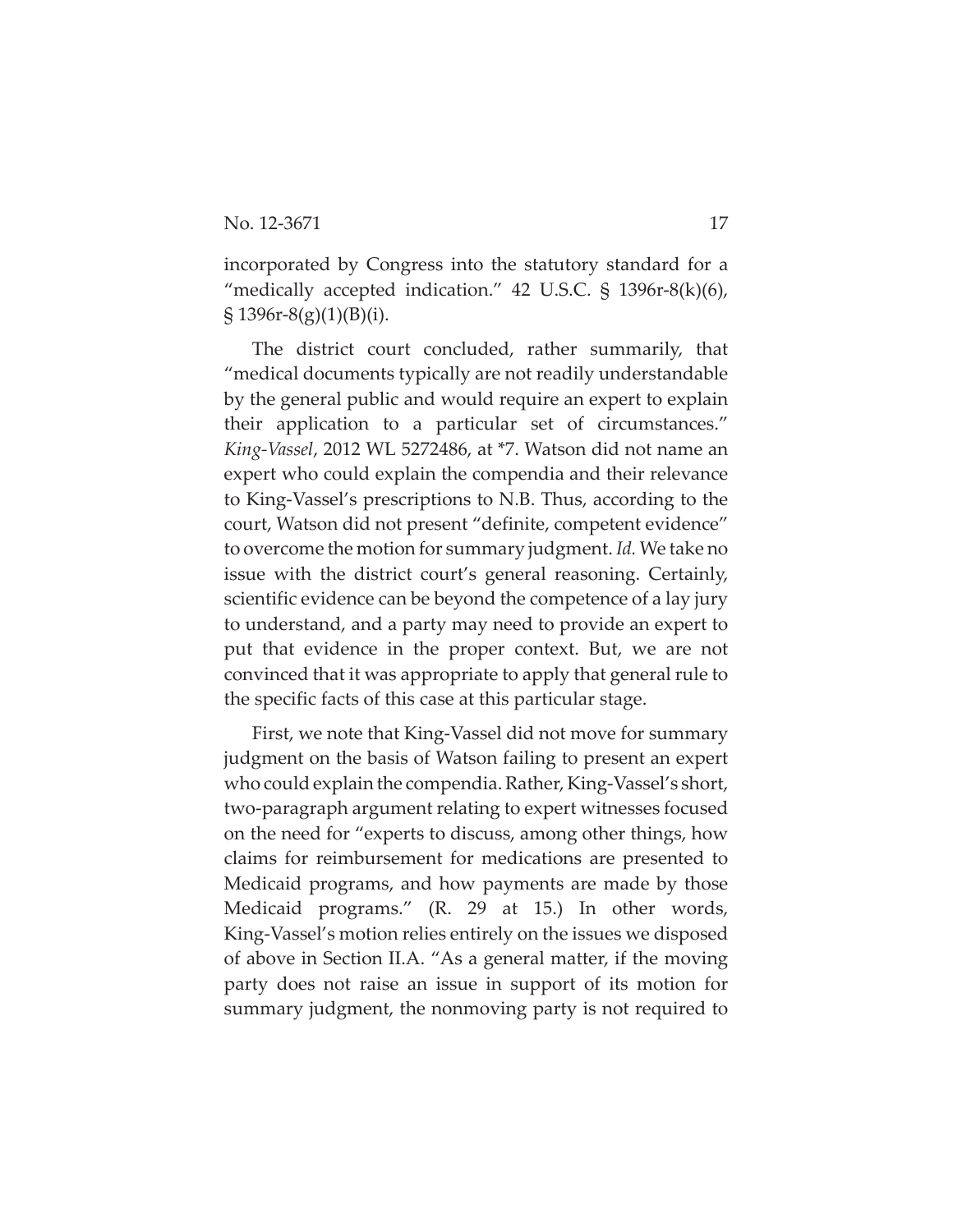incorporated by Congress into the statutory standard for a "medically accepted indication." 42 U.S.C. § 1396r-8(k)(6), § 1396r-8(g)(1)(B)(i).

The district court concluded, rather summarily, that "medical documents typically are not readily understandable by the general public and would require an expert to explain their application to a particular set of circumstances." *King-Vassel*, 2012 WL 5272486, at *7. Watson did not name an expert who could explain the compendia and their relevance to King-Vassel's prescriptions to N.B. Thus, according to the court, Watson did not present "definite, competent evidence" to overcome the motion for summary judgment. *Id.* We take no issue with the district court's general reasoning. Certainly, scientific evidence can be beyond the competence of a lay jury to understand, and a party may need to provide an expert to put that evidence in the proper context. But, we are not convinced that it was appropriate to apply that general rule to the specific facts of this case at this particular stage.

First, we note that King-Vassel did not move for summary judgment on the basis of Watson failing to present an expert who could explain the compendia. Rather, King-Vassel's short, two-paragraph argument relating to expert witnesses focused on the need for "experts to discuss, among other things, how claims for reimbursement for medications are presented to Medicaid programs, and how payments are made by those Medicaid programs." (R. 29 at 15.) In other words, King-Vassel's motion relies entirely on the issues we disposed of above in Section II.A. "As a general matter, if the moving party does not raise an issue in support of its motion for summary judgment, the nonmoving party is not required to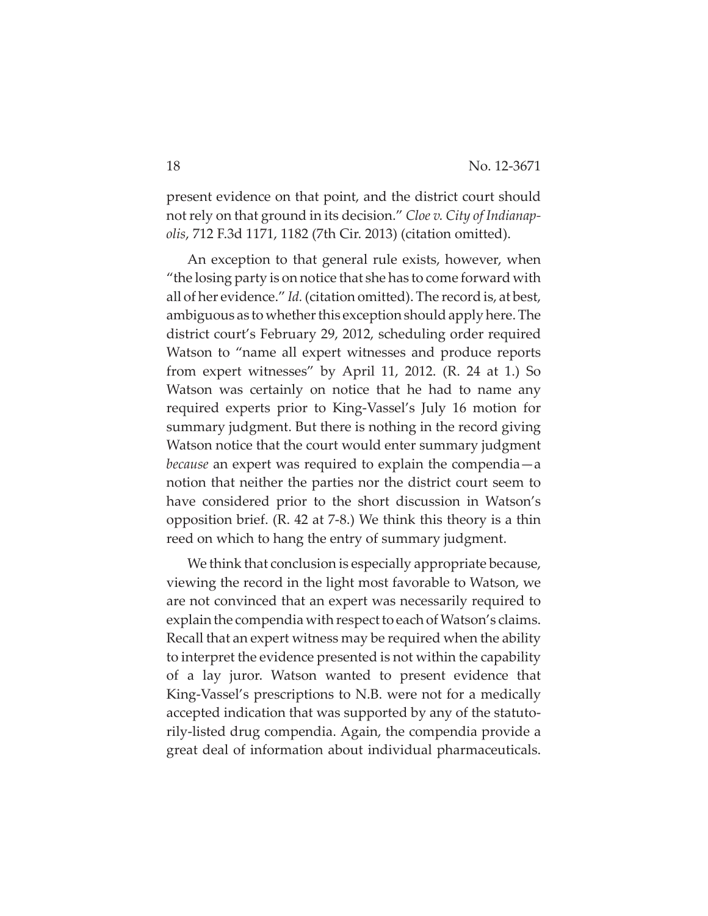present evidence on that point, and the district court should not rely on that ground in its decision." *Cloe v. City of Indianapolis*, 712 F.3d 1171, 1182 (7th Cir. 2013) (citation omitted).

An exception to that general rule exists, however, when "the losing party is on notice that she has to come forward with all of her evidence." *Id.* (citation omitted). The record is, at best, ambiguous as to whether this exception should apply here. The district court's February 29, 2012, scheduling order required Watson to "name all expert witnesses and produce reports from expert witnesses" by April 11, 2012. (R. 24 at 1.) So Watson was certainly on notice that he had to name any required experts prior to King-Vassel's July 16 motion for summary judgment. But there is nothing in the record giving Watson notice that the court would enter summary judgment *because* an expert was required to explain the compendia—a notion that neither the parties nor the district court seem to have considered prior to the short discussion in Watson's opposition brief. (R. 42 at 7-8.) We think this theory is a thin reed on which to hang the entry of summary judgment.

We think that conclusion is especially appropriate because, viewing the record in the light most favorable to Watson, we are not convinced that an expert was necessarily required to explain the compendia with respect to each of Watson's claims. Recall that an expert witness may be required when the ability to interpret the evidence presented is not within the capability of a lay juror. Watson wanted to present evidence that King-Vassel's prescriptions to N.B. were not for a medically accepted indication that was supported by any of the statutorily-listed drug compendia. Again, the compendia provide a great deal of information about individual pharmaceuticals.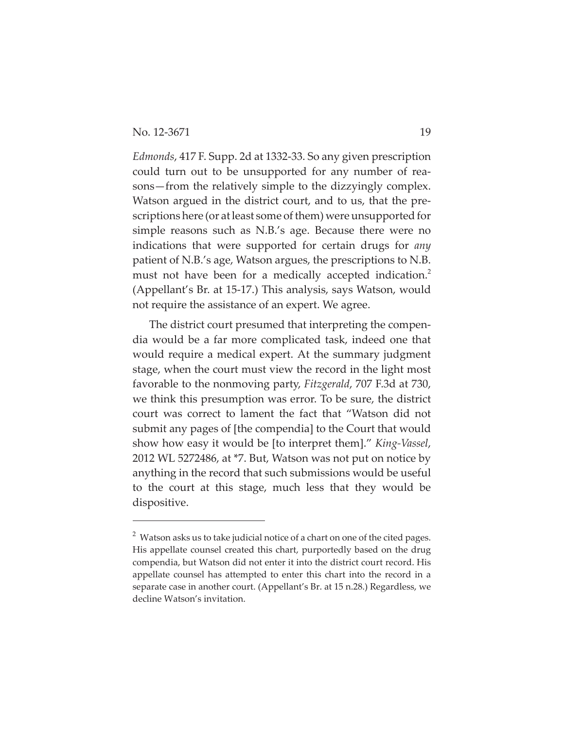*Edmonds*, 417 F. Supp. 2d at 1332-33. So any given prescription could turn out to be unsupported for any number of reasons—from the relatively simple to the dizzyingly complex. Watson argued in the district court, and to us, that the prescriptions here (or at least some of them) were unsupported for simple reasons such as N.B.'s age. Because there were no indications that were supported for certain drugs for *any* patient of N.B.'s age, Watson argues, the prescriptions to N.B. must not have been for a medically accepted indication.[2] (Appellant's Br. at 15-17.) This analysis, says Watson, would not require the assistance of an expert. We agree.

The district court presumed that interpreting the compendia would be a far more complicated task, indeed one that would require a medical expert. At the summary judgment stage, when the court must view the record in the light most favorable to the nonmoving party, *Fitzgerald*, 707 F.3d at 730, we think this presumption was error. To be sure, the district court was correct to lament the fact that "Watson did not submit any pages of [the compendia] to the Court that would show how easy it would be [to interpret them]." *King-Vassel*, 2012 WL 5272486, at \*7. But, Watson was not put on notice by anything in the record that such submissions would be useful to the court at this stage, much less that they would be dispositive.

---

[2] Watson asks us to take judicial notice of a chart on one of the cited pages. His appellate counsel created this chart, purportedly based on the drug compendia, but Watson did not enter it into the district court record. His appellate counsel has attempted to enter this chart into the record in a separate case in another court. (Appellant's Br. at 15 n.28.) Regardless, we decline Watson's invitation.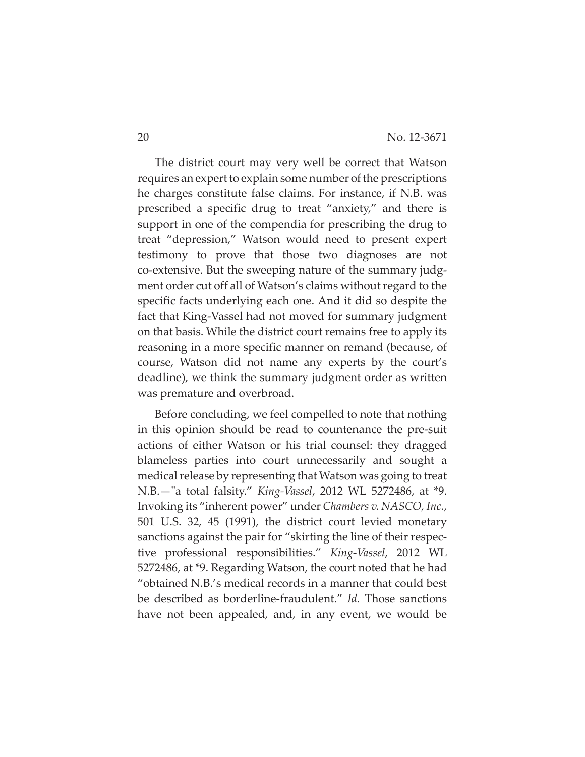The district court may very well be correct that Watson requires an expert to explain some number of the prescriptions he charges constitute false claims. For instance, if N.B. was prescribed a specific drug to treat "anxiety," and there is support in one of the compendia for prescribing the drug to treat "depression," Watson would need to present expert testimony to prove that those two diagnoses are not co-extensive. But the sweeping nature of the summary judgment order cut off all of Watson's claims without regard to the specific facts underlying each one. And it did so despite the fact that King-Vassel had not moved for summary judgment on that basis. While the district court remains free to apply its reasoning in a more specific manner on remand (because, of course, Watson did not name any experts by the court's deadline), we think the summary judgment order as written was premature and overbroad.

Before concluding, we feel compelled to note that nothing in this opinion should be read to countenance the pre-suit actions of either Watson or his trial counsel: they dragged blameless parties into court unnecessarily and sought a medical release by representing that Watson was going to treat N.B.—"a total falsity." *King-Vassel*, 2012 WL 5272486, at \*9. Invoking its "inherent power" under *Chambers v. NASCO, Inc.*, 501 U.S. 32, 45 (1991), the district court levied monetary sanctions against the pair for "skirting the line of their respective professional responsibilities." *King-Vassel*, 2012 WL 5272486, at \*9. Regarding Watson, the court noted that he had "obtained N.B.'s medical records in a manner that could best be described as borderline-fraudulent." *Id.* Those sanctions have not been appealed, and, in any event, we would be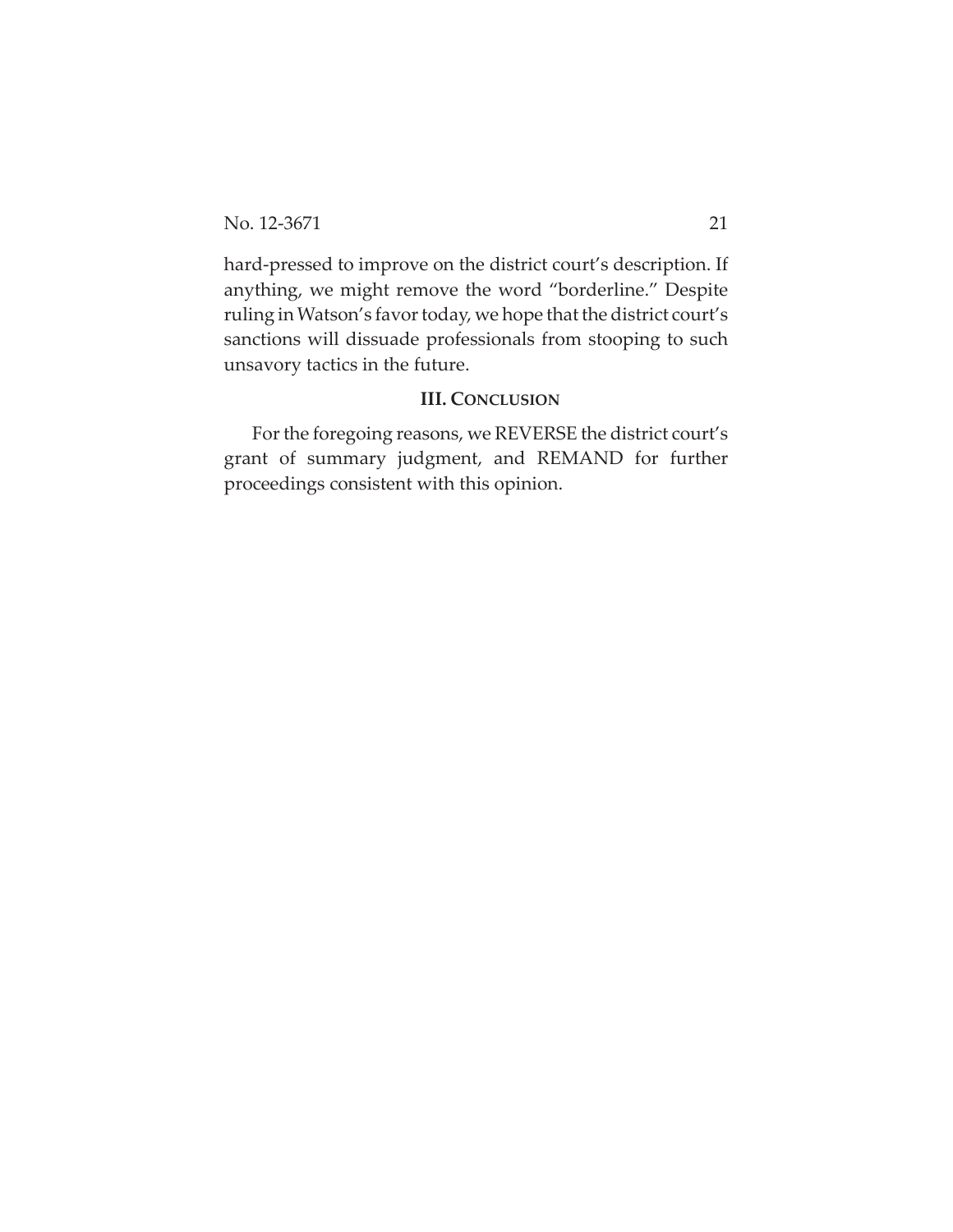hard-pressed to improve on the district court's description. If anything, we might remove the word "borderline." Despite ruling in Watson's favor today, we hope that the district court's sanctions will dissuade professionals from stooping to such unsavory tactics in the future.

## III. CONCLUSION

For the foregoing reasons, we REVERSE the district court's grant of summary judgment, and REMAND for further proceedings consistent with this opinion.